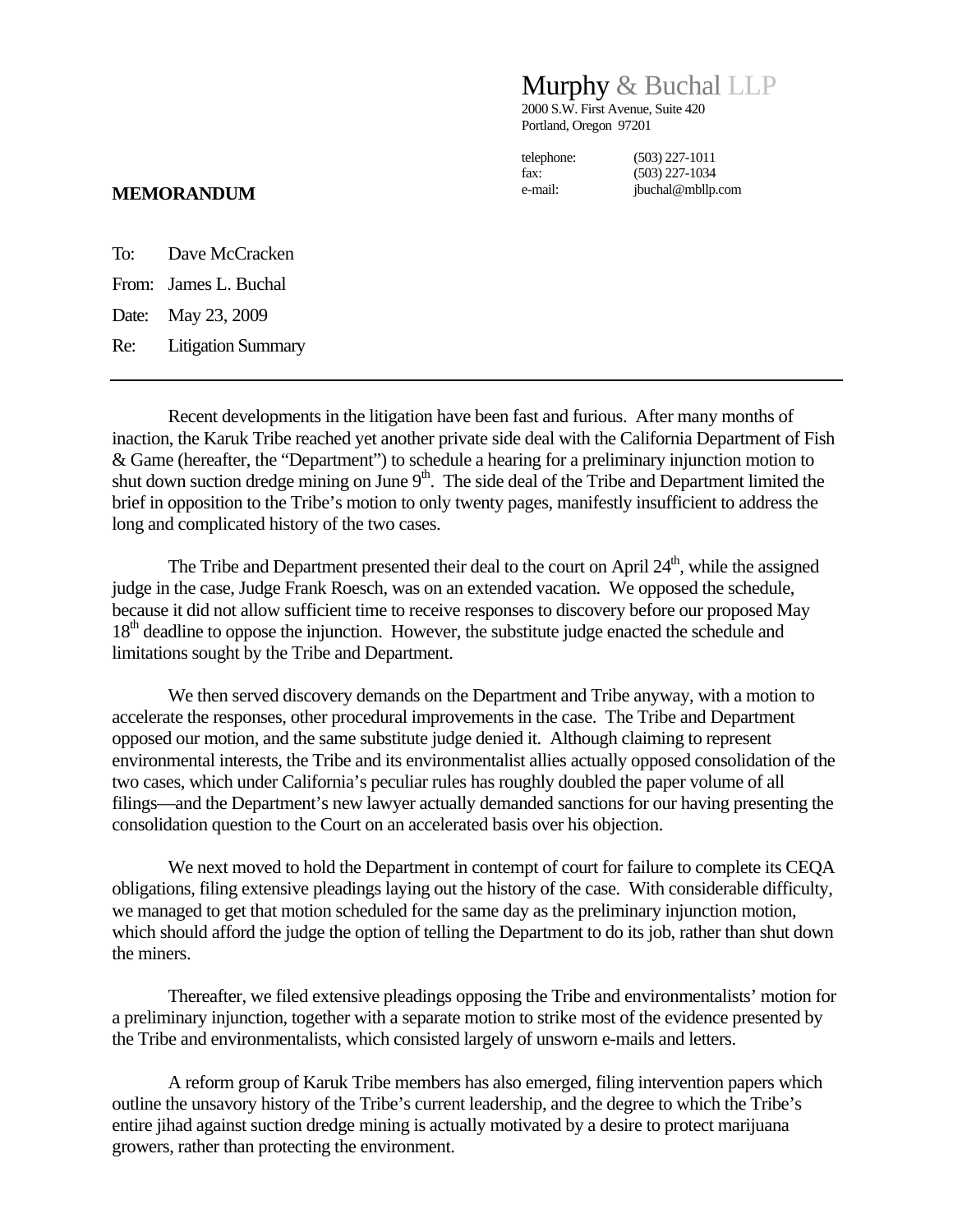# Murphy & Buchal LLP

2000 S.W. First Avenue, Suite 420
Portland, Oregon 97201

telephone: (503) 227-1011
fax: (503) 227-1034
e-mail: jbuchal@mbllp.com

**MEMORANDUM**

To: Dave McCracken

From: James L. Buchal

Date: May 23, 2009

Re: Litigation Summary

---

Recent developments in the litigation have been fast and furious. After many months of inaction, the Karuk Tribe reached yet another private side deal with the California Department of Fish & Game (hereafter, the "Department") to schedule a hearing for a preliminary injunction motion to shut down suction dredge mining on June 9th. The side deal of the Tribe and Department limited the brief in opposition to the Tribe's motion to only twenty pages, manifestly insufficient to address the long and complicated history of the two cases.

The Tribe and Department presented their deal to the court on April 24th, while the assigned judge in the case, Judge Frank Roesch, was on an extended vacation. We opposed the schedule, because it did not allow sufficient time to receive responses to discovery before our proposed May 18th deadline to oppose the injunction. However, the substitute judge enacted the schedule and limitations sought by the Tribe and Department.

We then served discovery demands on the Department and Tribe anyway, with a motion to accelerate the responses, other procedural improvements in the case. The Tribe and Department opposed our motion, and the same substitute judge denied it. Although claiming to represent environmental interests, the Tribe and its environmentalist allies actually opposed consolidation of the two cases, which under California's peculiar rules has roughly doubled the paper volume of all filings—and the Department's new lawyer actually demanded sanctions for our having presenting the consolidation question to the Court on an accelerated basis over his objection.

We next moved to hold the Department in contempt of court for failure to complete its CEQA obligations, filing extensive pleadings laying out the history of the case. With considerable difficulty, we managed to get that motion scheduled for the same day as the preliminary injunction motion, which should afford the judge the option of telling the Department to do its job, rather than shut down the miners.

Thereafter, we filed extensive pleadings opposing the Tribe and environmentalists' motion for a preliminary injunction, together with a separate motion to strike most of the evidence presented by the Tribe and environmentalists, which consisted largely of unsworn e-mails and letters.

A reform group of Karuk Tribe members has also emerged, filing intervention papers which outline the unsavory history of the Tribe's current leadership, and the degree to which the Tribe's entire jihad against suction dredge mining is actually motivated by a desire to protect marijuana growers, rather than protecting the environment.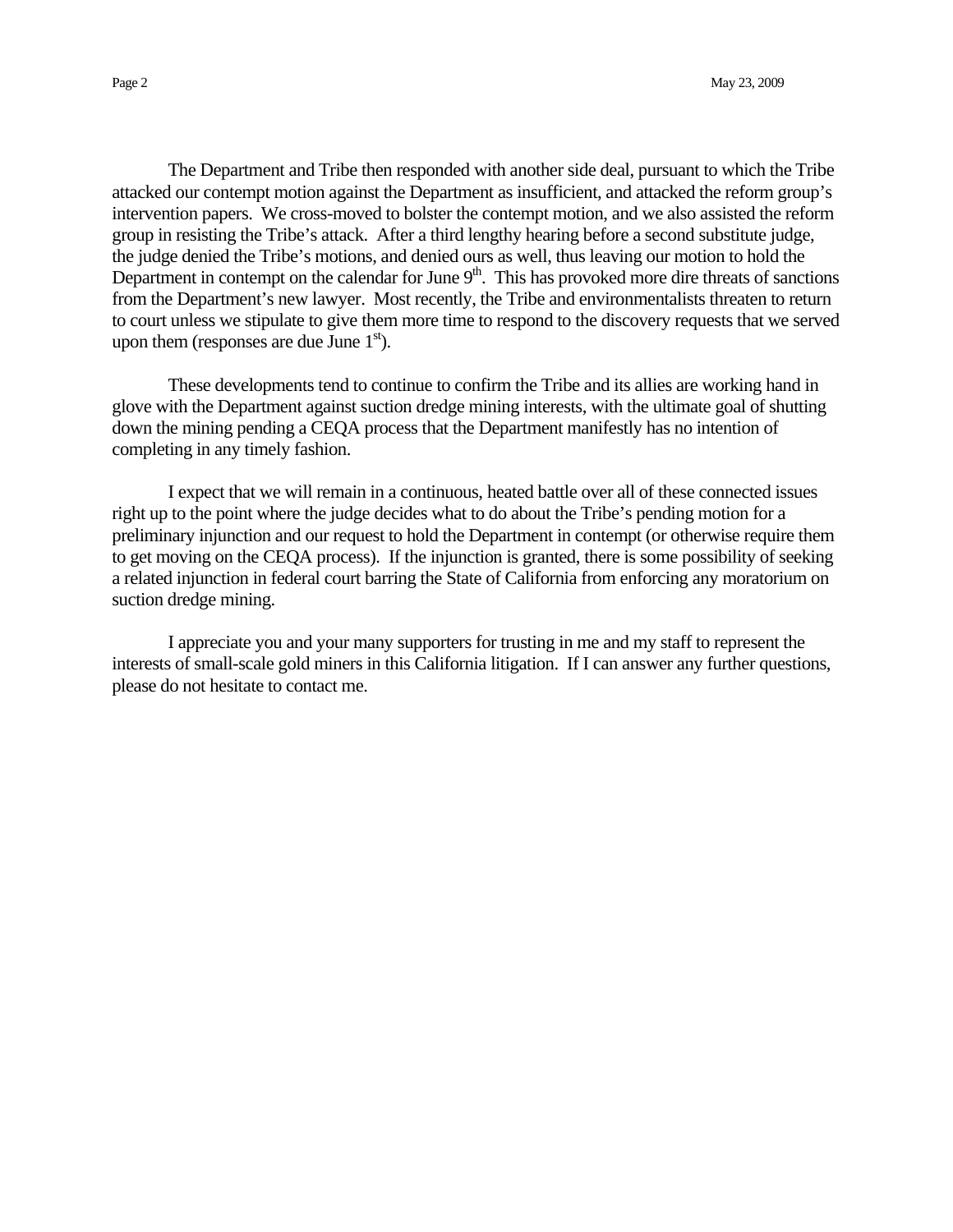The Department and Tribe then responded with another side deal, pursuant to which the Tribe attacked our contempt motion against the Department as insufficient, and attacked the reform group's intervention papers. We cross-moved to bolster the contempt motion, and we also assisted the reform group in resisting the Tribe's attack. After a third lengthy hearing before a second substitute judge, the judge denied the Tribe's motions, and denied ours as well, thus leaving our motion to hold the Department in contempt on the calendar for June 9th. This has provoked more dire threats of sanctions from the Department's new lawyer. Most recently, the Tribe and environmentalists threaten to return to court unless we stipulate to give them more time to respond to the discovery requests that we served upon them (responses are due June 1st).

These developments tend to continue to confirm the Tribe and its allies are working hand in glove with the Department against suction dredge mining interests, with the ultimate goal of shutting down the mining pending a CEQA process that the Department manifestly has no intention of completing in any timely fashion.

I expect that we will remain in a continuous, heated battle over all of these connected issues right up to the point where the judge decides what to do about the Tribe's pending motion for a preliminary injunction and our request to hold the Department in contempt (or otherwise require them to get moving on the CEQA process). If the injunction is granted, there is some possibility of seeking a related injunction in federal court barring the State of California from enforcing any moratorium on suction dredge mining.

I appreciate you and your many supporters for trusting in me and my staff to represent the interests of small-scale gold miners in this California litigation. If I can answer any further questions, please do not hesitate to contact me.